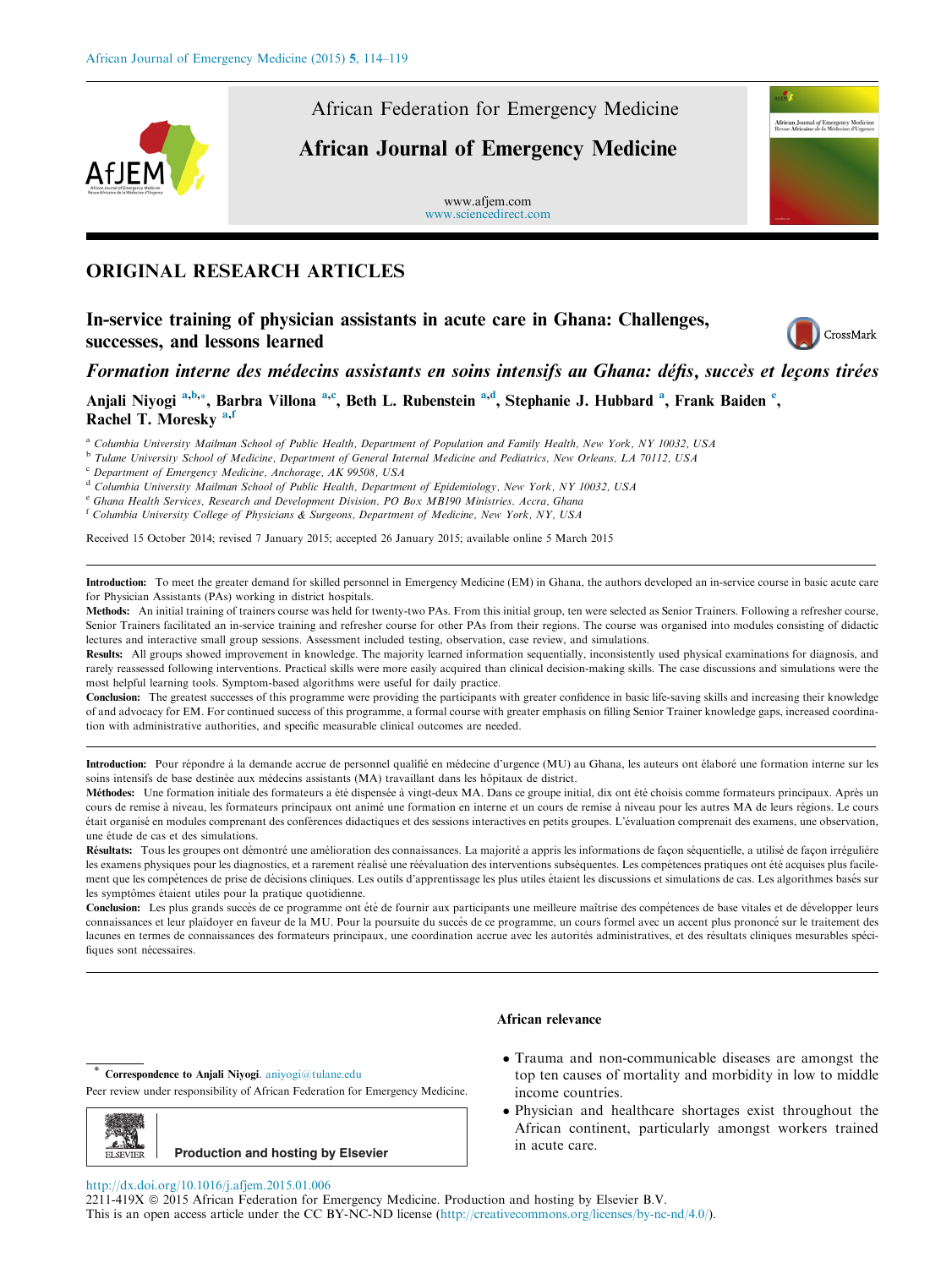ORIGINAL RESEARCH ARTICLES

# In-service training of physician assistants in acute care in Ghana: Challenges, successes, and lessons learned

## *Formation interne des médecins assistants en soins intensifs au Ghana: défis, succès et leçons tirées*

**Anjali Niyogi [a,b,*], Barbra Villona [a,c], Beth L. Rubenstein [a,d], Stephanie J. Hubbard [a], Frank Baiden [e], Rachel T. Moresky [a,f]**

[a] *Columbia University Mailman School of Public Health, Department of Population and Family Health, New York, NY 10032, USA*
[b] *Tulane University School of Medicine, Department of General Internal Medicine and Pediatrics, New Orleans, LA 70112, USA*
[c] *Department of Emergency Medicine, Anchorage, AK 99508, USA*
[d] *Columbia University Mailman School of Public Health, Department of Epidemiology, New York, NY 10032, USA*
[e] *Ghana Health Services, Research and Development Division. PO Box MB190 Ministries. Accra, Ghana*
[f] *Columbia University College of Physicians & Surgeons, Department of Medicine, New York, NY, USA*

Received 15 October 2014; revised 7 January 2015; accepted 26 January 2015; available online 5 March 2015

---

**Introduction:** To meet the greater demand for skilled personnel in Emergency Medicine (EM) in Ghana, the authors developed an in-service course in basic acute care for Physician Assistants (PAs) working in district hospitals.

**Methods:** An initial training of trainers course was held for twenty-two PAs. From this initial group, ten were selected as Senior Trainers. Following a refresher course, Senior Trainers facilitated an in-service training and refresher course for other PAs from their regions. The course was organised into modules consisting of didactic lectures and interactive small group sessions. Assessment included testing, observation, case review, and simulations.

**Results:** All groups showed improvement in knowledge. The majority learned information sequentially, inconsistently used physical examinations for diagnosis, and rarely reassessed following interventions. Practical skills were more easily acquired than clinical decision-making skills. The case discussions and simulations were the most helpful learning tools. Symptom-based algorithms were useful for daily practice.

**Conclusion:** The greatest successes of this programme were providing the participants with greater confidence in basic life-saving skills and increasing their knowledge of and advocacy for EM. For continued success of this programme, a formal course with greater emphasis on filling Senior Trainer knowledge gaps, increased coordination with administrative authorities, and specific measurable clinical outcomes are needed.

---

**Introduction:** Pour répondre à la demande accrue de personnel qualifié en médecine d'urgence (MU) au Ghana, les auteurs ont élaboré une formation interne sur les soins intensifs de base destinée aux médecins assistants (MA) travaillant dans les hôpitaux de district.

**Méthodes:** Une formation initiale des formateurs a été dispensée à vingt-deux MA. Dans ce groupe initial, dix ont été choisis comme formateurs principaux. Après un cours de remise à niveau, les formateurs principaux ont animé une formation en interne et un cours de remise à niveau pour les autres MA de leurs régions. Le cours était organisé en modules comprenant des conférences didactiques et des sessions interactives en petits groupes. L'évaluation comprenait des examens, une observation, une étude de cas et des simulations.

**Résultats:** Tous les groupes ont démontré une amélioration des connaissances. La majorité a appris les informations de façon séquentielle, a utilisé de façon irrégulière les examens physiques pour les diagnostics, et a rarement réalisé une réévaluation des interventions subséquentes. Les compétences pratiques ont été acquises plus facilement que les compétences de prise de décisions cliniques. Les outils d'apprentissage les plus utiles étaient les discussions et simulations de cas. Les algorithmes basés sur les symptômes étaient utiles pour la pratique quotidienne.

**Conclusion:** Les plus grands succès de ce programme ont été de fournir aux participants une meilleure maîtrise des compétences de base vitales et de développer leurs connaissances et leur plaidoyer en faveur de la MU. Pour la poursuite du succès de ce programme, un cours formel avec un accent plus prononcé sur le traitement des lacunes en termes de connaissances des formateurs principaux, une coordination accrue avec les autorités administratives, et des résultats cliniques mesurables spécifiques sont nécessaires.

---

### African relevance

- Trauma and non-communicable diseases are amongst the top ten causes of mortality and morbidity in low to middle income countries.
- Physician and healthcare shortages exist throughout the African continent, particularly amongst workers trained in acute care.

---

\* **Correspondence to Anjali Niyogi.** aniyogi@tulane.edu

Peer review under responsibility of African Federation for Emergency Medicine.

Production and hosting by Elsevier

http://dx.doi.org/10.1016/j.afjem.2015.01.006
2211-419X © 2015 African Federation for Emergency Medicine. Production and hosting by Elsevier B.V.
This is an open access article under the CC BY-NC-ND license (http://creativecommons.org/licenses/by-nc-nd/4.0/).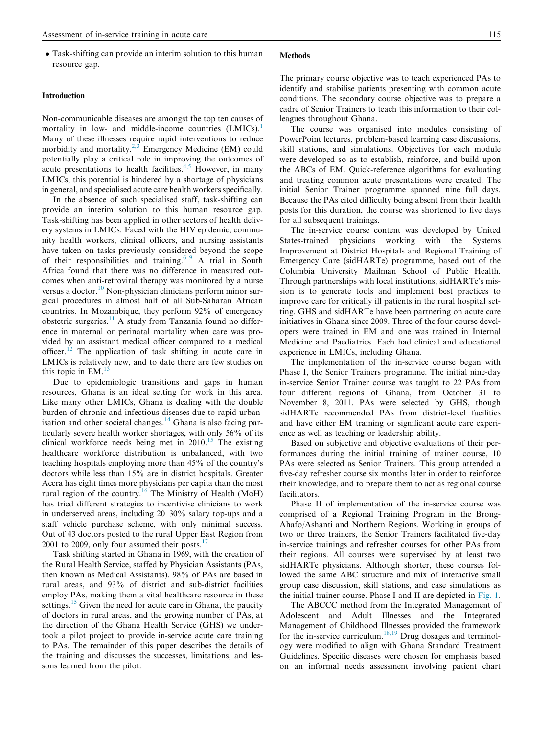- Task-shifting can provide an interim solution to this human resource gap.

## Introduction

Non-communicable diseases are amongst the top ten causes of mortality in low- and middle-income countries (LMICs).[1] Many of these illnesses require rapid interventions to reduce morbidity and mortality.[2,3] Emergency Medicine (EM) could potentially play a critical role in improving the outcomes of acute presentations to health facilities.[4,5] However, in many LMICs, this potential is hindered by a shortage of physicians in general, and specialised acute care health workers specifically.

In the absence of such specialised staff, task-shifting can provide an interim solution to this human resource gap. Task-shifting has been applied in other sectors of health delivery systems in LMICs. Faced with the HIV epidemic, community health workers, clinical officers, and nursing assistants have taken on tasks previously considered beyond the scope of their responsibilities and training.[6–9] A trial in South Africa found that there was no difference in measured outcomes when anti-retroviral therapy was monitored by a nurse versus a doctor.[10] Non-physician clinicians perform minor surgical procedures in almost half of all Sub-Saharan African countries. In Mozambique, they perform 92% of emergency obstetric surgeries.[11] A study from Tanzania found no difference in maternal or perinatal mortality when care was provided by an assistant medical officer compared to a medical officer.[12] The application of task shifting in acute care in LMICs is relatively new, and to date there are few studies on this topic in EM.[13]

Due to epidemiologic transitions and gaps in human resources, Ghana is an ideal setting for work in this area. Like many other LMICs, Ghana is dealing with the double burden of chronic and infectious diseases due to rapid urbanisation and other societal changes.[14] Ghana is also facing particularly severe health worker shortages, with only 56% of its clinical workforce needs being met in 2010.[15] The existing healthcare workforce distribution is unbalanced, with two teaching hospitals employing more than 45% of the country's doctors while less than 15% are in district hospitals. Greater Accra has eight times more physicians per capita than the most rural region of the country.[16] The Ministry of Health (MoH) has tried different strategies to incentivise clinicians to work in underserved areas, including 20–30% salary top-ups and a staff vehicle purchase scheme, with only minimal success. Out of 43 doctors posted to the rural Upper East Region from 2001 to 2009, only four assumed their posts.[17]

Task shifting started in Ghana in 1969, with the creation of the Rural Health Service, staffed by Physician Assistants (PAs, then known as Medical Assistants). 98% of PAs are based in rural areas, and 93% of district and sub-district facilities employ PAs, making them a vital healthcare resource in these settings.[15] Given the need for acute care in Ghana, the paucity of doctors in rural areas, and the growing number of PAs, at the direction of the Ghana Health Service (GHS) we undertook a pilot project to provide in-service acute care training to PAs. The remainder of this paper describes the details of the training and discusses the successes, limitations, and lessons learned from the pilot.

## Methods

The primary course objective was to teach experienced PAs to identify and stabilise patients presenting with common acute conditions. The secondary course objective was to prepare a cadre of Senior Trainers to teach this information to their colleagues throughout Ghana.

The course was organised into modules consisting of PowerPoint lectures, problem-based learning case discussions, skill stations, and simulations. Objectives for each module were developed so as to establish, reinforce, and build upon the ABCs of EM. Quick-reference algorithms for evaluating and treating common acute presentations were created. The initial Senior Trainer programme spanned nine full days. Because the PAs cited difficulty being absent from their health posts for this duration, the course was shortened to five days for all subsequent trainings.

The in-service course content was developed by United States-trained physicians working with the Systems Improvement at District Hospitals and Regional Training of Emergency Care (sidHARTe) programme, based out of the Columbia University Mailman School of Public Health. Through partnerships with local institutions, sidHARTe's mission is to generate tools and implement best practices to improve care for critically ill patients in the rural hospital setting. GHS and sidHARTe have been partnering on acute care initiatives in Ghana since 2009. Three of the four course developers were trained in EM and one was trained in Internal Medicine and Paediatrics. Each had clinical and educational experience in LMICs, including Ghana.

The implementation of the in-service course began with Phase I, the Senior Trainers programme. The initial nine-day in-service Senior Trainer course was taught to 22 PAs from four different regions of Ghana, from October 31 to November 8, 2011. PAs were selected by GHS, though sidHARTe recommended PAs from district-level facilities and have either EM training or significant acute care experience as well as teaching or leadership ability.

Based on subjective and objective evaluations of their performances during the initial training of trainer course, 10 PAs were selected as Senior Trainers. This group attended a five-day refresher course six months later in order to reinforce their knowledge, and to prepare them to act as regional course facilitators.

Phase II of implementation of the in-service course was comprised of a Regional Training Program in the Brong-Ahafo/Ashanti and Northern Regions. Working in groups of two or three trainers, the Senior Trainers facilitated five-day in-service trainings and refresher courses for other PAs from their regions. All courses were supervised by at least two sidHARTe physicians. Although shorter, these courses followed the same ABC structure and mix of interactive small group case discussion, skill stations, and case simulations as the initial trainer course. Phase I and II are depicted in Fig. 1.

The ABCCC method from the Integrated Management of Adolescent and Adult Illnesses and the Integrated Management of Childhood Illnesses provided the framework for the in-service curriculum.[18,19] Drug dosages and terminology were modified to align with Ghana Standard Treatment Guidelines. Specific diseases were chosen for emphasis based on an informal needs assessment involving patient chart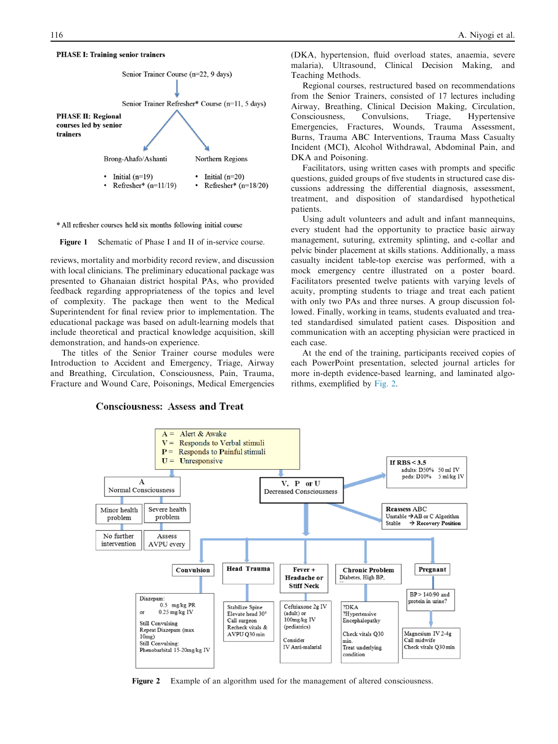**PHASE I: Training senior trainers**

Senior Trainer Course (n=22, 9 days)

↓

Senior Trainer Refresher* Course (n=11, 5 days)

**PHASE II: Regional courses led by senior trainers**

Brong-Ahafo/Ashanti
- Initial (n=19)
- Refresher* (n=11/19)

Northern Regions
- Initial (n=20)
- Refresher* (n=18/20)

* All refresher courses held six months following initial course

**Figure 1** Schematic of Phase I and II of in-service course.

reviews, mortality and morbidity record review, and discussion with local clinicians. The preliminary educational package was presented to Ghanaian district hospital PAs, who provided feedback regarding appropriateness of the topics and level of complexity. The package then went to the Medical Superintendent for final review prior to implementation. The educational package was based on adult-learning models that include theoretical and practical knowledge acquisition, skill demonstration, and hands-on experience.

The titles of the Senior Trainer course modules were Introduction to Accident and Emergency, Triage, Airway and Breathing, Circulation, Consciousness, Pain, Trauma, Fracture and Wound Care, Poisonings, Medical Emergencies (DKA, hypertension, fluid overload states, anaemia, severe malaria), Ultrasound, Clinical Decision Making, and Teaching Methods.

Regional courses, restructured based on recommendations from the Senior Trainers, consisted of 17 lectures including Airway, Breathing, Clinical Decision Making, Circulation, Consciousness, Convulsions, Triage, Hypertensive Emergencies, Fractures, Wounds, Trauma Assessment, Burns, Trauma ABC Interventions, Trauma Mass Casualty Incident (MCI), Alcohol Withdrawal, Abdominal Pain, and DKA and Poisoning.

Facilitators, using written cases with prompts and specific questions, guided groups of five students in structured case discussions addressing the differential diagnosis, assessment, treatment, and disposition of standardised hypothetical patients.

Using adult volunteers and adult and infant mannequins, every student had the opportunity to practice basic airway management, suturing, extremity splinting, and c-collar and pelvic binder placement at skills stations. Additionally, a mass casualty incident table-top exercise was performed, with a mock emergency centre illustrated on a poster board. Facilitators presented twelve patients with varying levels of acuity, prompting students to triage and treat each patient with only two PAs and three nurses. A group discussion followed. Finally, working in teams, students evaluated and treated standardised simulated patient cases. Disposition and communication with an accepting physician were practiced in each case.

At the end of the training, participants received copies of each PowerPoint presentation, selected journal articles for more in-depth evidence-based learning, and laminated algorithms, exemplified by Fig. 2.

**Consciousness: Assess and Treat**

A = Alert & Awake
V = Responds to Verbal stimuli
P = Responds to Painful stimuli
U = Unresponsive

- **A** – Normal Consciousness
  - Minor health problem → No further intervention
  - Severe health problem → Assess AVPU every
- **V, P or U** – Decreased Consciousness
  - **If RBS < 3.5**: adults: D50% 50 ml IV; peds: D10% 5 ml/kg IV
  - **Reassess ABC**: Unstable → AB or C Algorithm; Stable → Recovery Position
  - **Convulsion**: Diazepam: 0.5 mg/kg PR or 0.25 mg/kg IV. Still Convulsing: Repeat Diazepam (max 10mg). Still Convulsing: Phenobarbital 15-20mg/kg IV
  - **Head Trauma**: Stabilize Spine; Elevate head 30°; Call surgeon; Recheck vitals & AVPU Q30 min
  - **Fever + Headache or Stiff Neck**: Ceftriaxone 2g IV (adult) or 100mg/kg IV (pediatrics). Consider IV Anti-malarial
  - **Chronic Problem** (Diabetes, High BP, ...): ?DKA; ?Hypertensive Encephalopathy. Check vitals Q30 min. Treat underlying condition
  - **Pregnant**: BP > 140/90 and protein in urine? → Magnesium IV 2-4g; Call midwife; Check vitals Q30 min

**Figure 2** Example of an algorithm used for the management of altered consciousness.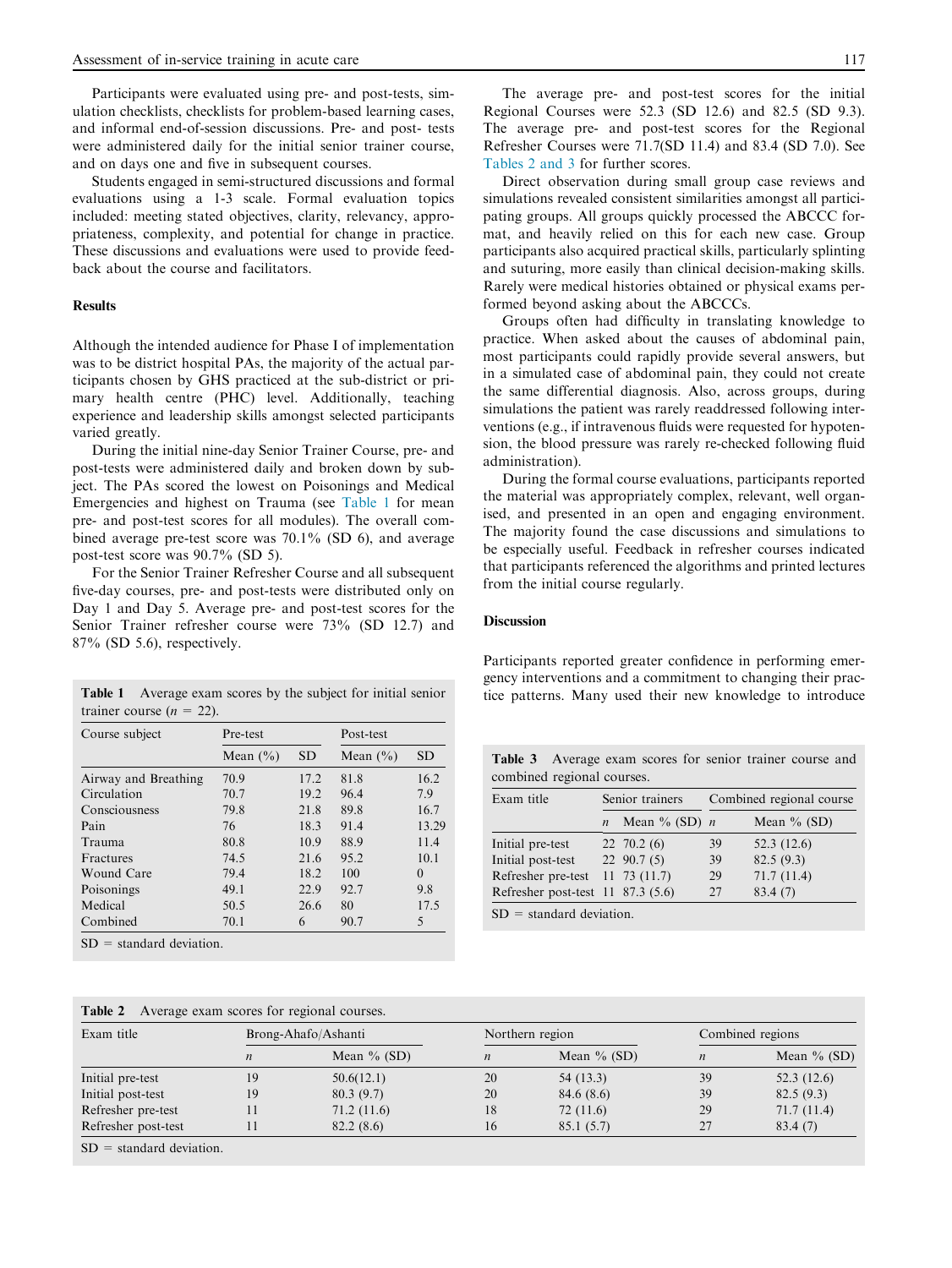Participants were evaluated using pre- and post-tests, simulation checklists, checklists for problem-based learning cases, and informal end-of-session discussions. Pre- and post- tests were administered daily for the initial senior trainer course, and on days one and five in subsequent courses.

Students engaged in semi-structured discussions and formal evaluations using a 1-3 scale. Formal evaluation topics included: meeting stated objectives, clarity, relevancy, appropriateness, complexity, and potential for change in practice. These discussions and evaluations were used to provide feedback about the course and facilitators.

## Results

Although the intended audience for Phase I of implementation was to be district hospital PAs, the majority of the actual participants chosen by GHS practiced at the sub-district or primary health centre (PHC) level. Additionally, teaching experience and leadership skills amongst selected participants varied greatly.

During the initial nine-day Senior Trainer Course, pre- and post-tests were administered daily and broken down by subject. The PAs scored the lowest on Poisonings and Medical Emergencies and highest on Trauma (see Table 1 for mean pre- and post-test scores for all modules). The overall combined average pre-test score was 70.1% (SD 6), and average post-test score was 90.7% (SD 5).

For the Senior Trainer Refresher Course and all subsequent five-day courses, pre- and post-tests were distributed only on Day 1 and Day 5. Average pre- and post-test scores for the Senior Trainer refresher course were 73% (SD 12.7) and 87% (SD 5.6), respectively.

**Table 1** Average exam scores by the subject for initial senior trainer course ($n$ = 22).

| Course subject | Pre-test | | Post-test | |
|---|---|---|---|---|
| | Mean (%) | SD | Mean (%) | SD |
| Airway and Breathing | 70.9 | 17.2 | 81.8 | 16.2 |
| Circulation | 70.7 | 19.2 | 96.4 | 7.9 |
| Consciousness | 79.8 | 21.8 | 89.8 | 16.7 |
| Pain | 76 | 18.3 | 91.4 | 13.29 |
| Trauma | 80.8 | 10.9 | 88.9 | 11.4 |
| Fractures | 74.5 | 21.6 | 95.2 | 10.1 |
| Wound Care | 79.4 | 18.2 | 100 | 0 |
| Poisonings | 49.1 | 22.9 | 92.7 | 9.8 |
| Medical | 50.5 | 26.6 | 80 | 17.5 |
| Combined | 70.1 | 6 | 90.7 | 5 |

SD = standard deviation.

The average pre- and post-test scores for the initial Regional Courses were 52.3 (SD 12.6) and 82.5 (SD 9.3). The average pre- and post-test scores for the Regional Refresher Courses were 71.7(SD 11.4) and 83.4 (SD 7.0). See Tables 2 and 3 for further scores.

Direct observation during small group case reviews and simulations revealed consistent similarities amongst all participating groups. All groups quickly processed the ABCCC format, and heavily relied on this for each new case. Group participants also acquired practical skills, particularly splinting and suturing, more easily than clinical decision-making skills. Rarely were medical histories obtained or physical exams performed beyond asking about the ABCCCs.

Groups often had difficulty in translating knowledge to practice. When asked about the causes of abdominal pain, most participants could rapidly provide several answers, but in a simulated case of abdominal pain, they could not create the same differential diagnosis. Also, across groups, during simulations the patient was rarely readdressed following interventions (e.g., if intravenous fluids were requested for hypotension, the blood pressure was rarely re-checked following fluid administration).

During the formal course evaluations, participants reported the material was appropriately complex, relevant, well organised, and presented in an open and engaging environment. The majority found the case discussions and simulations to be especially useful. Feedback in refresher courses indicated that participants referenced the algorithms and printed lectures from the initial course regularly.

## Discussion

Participants reported greater confidence in performing emergency interventions and a commitment to changing their practice patterns. Many used their new knowledge to introduce

**Table 3** Average exam scores for senior trainer course and combined regional courses.

| Exam title | Senior trainers | | Combined regional course | |
|---|---|---|---|---|
| | $n$ | Mean % (SD) | $n$ | Mean % (SD) |
| Initial pre-test | 22 | 70.2 (6) | 39 | 52.3 (12.6) |
| Initial post-test | 22 | 90.7 (5) | 39 | 82.5 (9.3) |
| Refresher pre-test | 11 | 73 (11.7) | 29 | 71.7 (11.4) |
| Refresher post-test | 11 | 87.3 (5.6) | 27 | 83.4 (7) |

SD = standard deviation.

**Table 2** Average exam scores for regional courses.

| Exam title | Brong-Ahafo/Ashanti | | Northern region | | Combined regions | |
|---|---|---|---|---|---|---|
| | $n$ | Mean % (SD) | $n$ | Mean % (SD) | $n$ | Mean % (SD) |
| Initial pre-test | 19 | 50.6(12.1) | 20 | 54 (13.3) | 39 | 52.3 (12.6) |
| Initial post-test | 19 | 80.3 (9.7) | 20 | 84.6 (8.6) | 39 | 82.5 (9.3) |
| Refresher pre-test | 11 | 71.2 (11.6) | 18 | 72 (11.6) | 29 | 71.7 (11.4) |
| Refresher post-test | 11 | 82.2 (8.6) | 16 | 85.1 (5.7) | 27 | 83.4 (7) |

SD = standard deviation.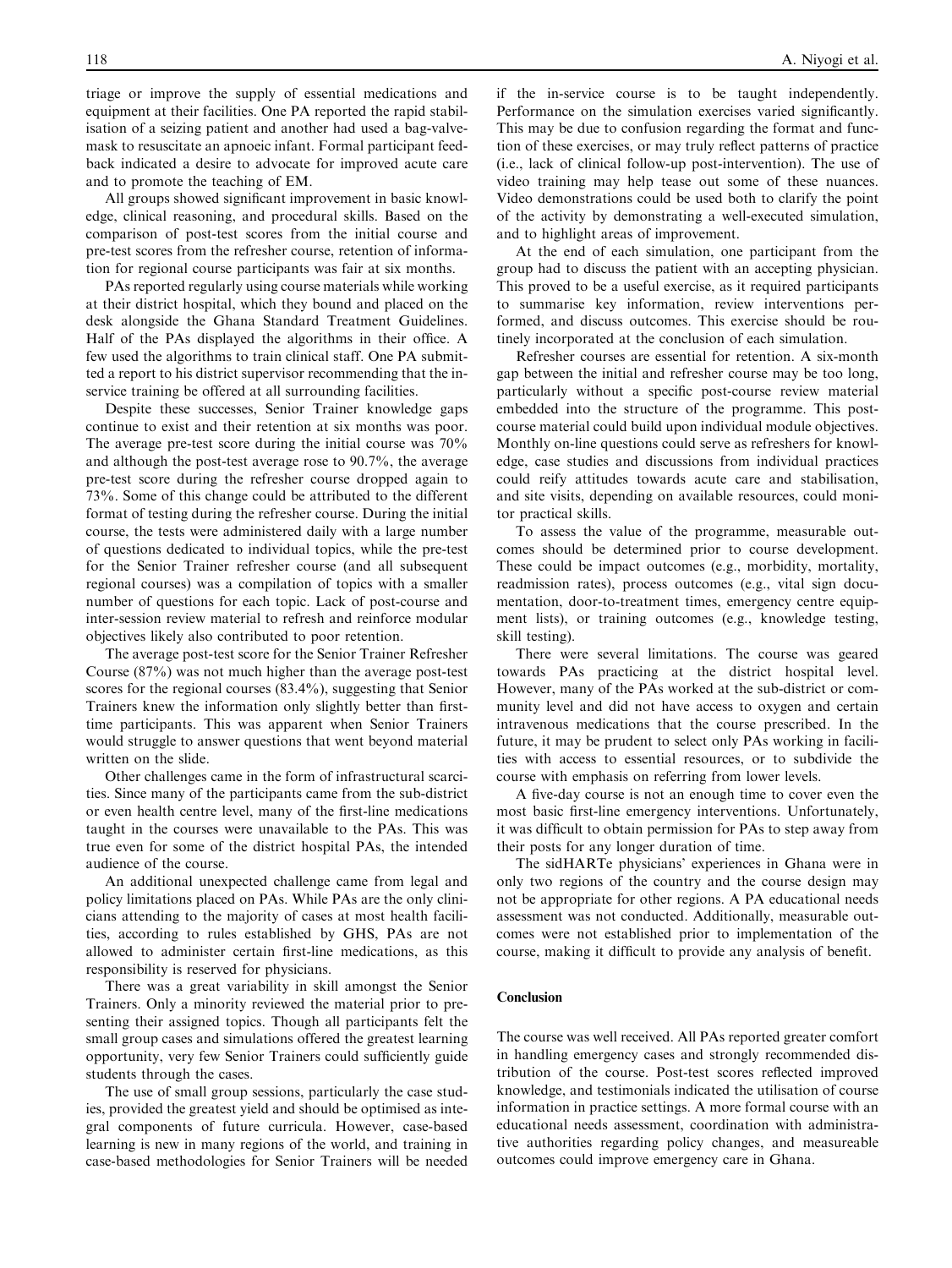triage or improve the supply of essential medications and equipment at their facilities. One PA reported the rapid stabilisation of a seizing patient and another had used a bag-valve-mask to resuscitate an apnoeic infant. Formal participant feedback indicated a desire to advocate for improved acute care and to promote the teaching of EM.

All groups showed significant improvement in basic knowledge, clinical reasoning, and procedural skills. Based on the comparison of post-test scores from the initial course and pre-test scores from the refresher course, retention of information for regional course participants was fair at six months.

PAs reported regularly using course materials while working at their district hospital, which they bound and placed on the desk alongside the Ghana Standard Treatment Guidelines. Half of the PAs displayed the algorithms in their office. A few used the algorithms to train clinical staff. One PA submitted a report to his district supervisor recommending that the in-service training be offered at all surrounding facilities.

Despite these successes, Senior Trainer knowledge gaps continue to exist and their retention at six months was poor. The average pre-test score during the initial course was 70% and although the post-test average rose to 90.7%, the average pre-test score during the refresher course dropped again to 73%. Some of this change could be attributed to the different format of testing during the refresher course. During the initial course, the tests were administered daily with a large number of questions dedicated to individual topics, while the pre-test for the Senior Trainer refresher course (and all subsequent regional courses) was a compilation of topics with a smaller number of questions for each topic. Lack of post-course and inter-session review material to refresh and reinforce modular objectives likely also contributed to poor retention.

The average post-test score for the Senior Trainer Refresher Course (87%) was not much higher than the average post-test scores for the regional courses (83.4%), suggesting that Senior Trainers knew the information only slightly better than first-time participants. This was apparent when Senior Trainers would struggle to answer questions that went beyond material written on the slide.

Other challenges came in the form of infrastructural scarcities. Since many of the participants came from the sub-district or even health centre level, many of the first-line medications taught in the courses were unavailable to the PAs. This was true even for some of the district hospital PAs, the intended audience of the course.

An additional unexpected challenge came from legal and policy limitations placed on PAs. While PAs are the only clinicians attending to the majority of cases at most health facilities, according to rules established by GHS, PAs are not allowed to administer certain first-line medications, as this responsibility is reserved for physicians.

There was a great variability in skill amongst the Senior Trainers. Only a minority reviewed the material prior to presenting their assigned topics. Though all participants felt the small group cases and simulations offered the greatest learning opportunity, very few Senior Trainers could sufficiently guide students through the cases.

The use of small group sessions, particularly the case studies, provided the greatest yield and should be optimised as integral components of future curricula. However, case-based learning is new in many regions of the world, and training in case-based methodologies for Senior Trainers will be needed if the in-service course is to be taught independently. Performance on the simulation exercises varied significantly. This may be due to confusion regarding the format and function of these exercises, or may truly reflect patterns of practice (i.e., lack of clinical follow-up post-intervention). The use of video training may help tease out some of these nuances. Video demonstrations could be used both to clarify the point of the activity by demonstrating a well-executed simulation, and to highlight areas of improvement.

At the end of each simulation, one participant from the group had to discuss the patient with an accepting physician. This proved to be a useful exercise, as it required participants to summarise key information, review interventions performed, and discuss outcomes. This exercise should be routinely incorporated at the conclusion of each simulation.

Refresher courses are essential for retention. A six-month gap between the initial and refresher course may be too long, particularly without a specific post-course review material embedded into the structure of the programme. This post-course material could build upon individual module objectives. Monthly on-line questions could serve as refreshers for knowledge, case studies and discussions from individual practices could reify attitudes towards acute care and stabilisation, and site visits, depending on available resources, could monitor practical skills.

To assess the value of the programme, measurable outcomes should be determined prior to course development. These could be impact outcomes (e.g., morbidity, mortality, readmission rates), process outcomes (e.g., vital sign documentation, door-to-treatment times, emergency centre equipment lists), or training outcomes (e.g., knowledge testing, skill testing).

There were several limitations. The course was geared towards PAs practicing at the district hospital level. However, many of the PAs worked at the sub-district or community level and did not have access to oxygen and certain intravenous medications that the course prescribed. In the future, it may be prudent to select only PAs working in facilities with access to essential resources, or to subdivide the course with emphasis on referring from lower levels.

A five-day course is not an enough time to cover even the most basic first-line emergency interventions. Unfortunately, it was difficult to obtain permission for PAs to step away from their posts for any longer duration of time.

The sidHARTe physicians' experiences in Ghana were in only two regions of the country and the course design may not be appropriate for other regions. A PA educational needs assessment was not conducted. Additionally, measurable outcomes were not established prior to implementation of the course, making it difficult to provide any analysis of benefit.

## Conclusion

The course was well received. All PAs reported greater comfort in handling emergency cases and strongly recommended distribution of the course. Post-test scores reflected improved knowledge, and testimonials indicated the utilisation of course information in practice settings. A more formal course with an educational needs assessment, coordination with administrative authorities regarding policy changes, and measureable outcomes could improve emergency care in Ghana.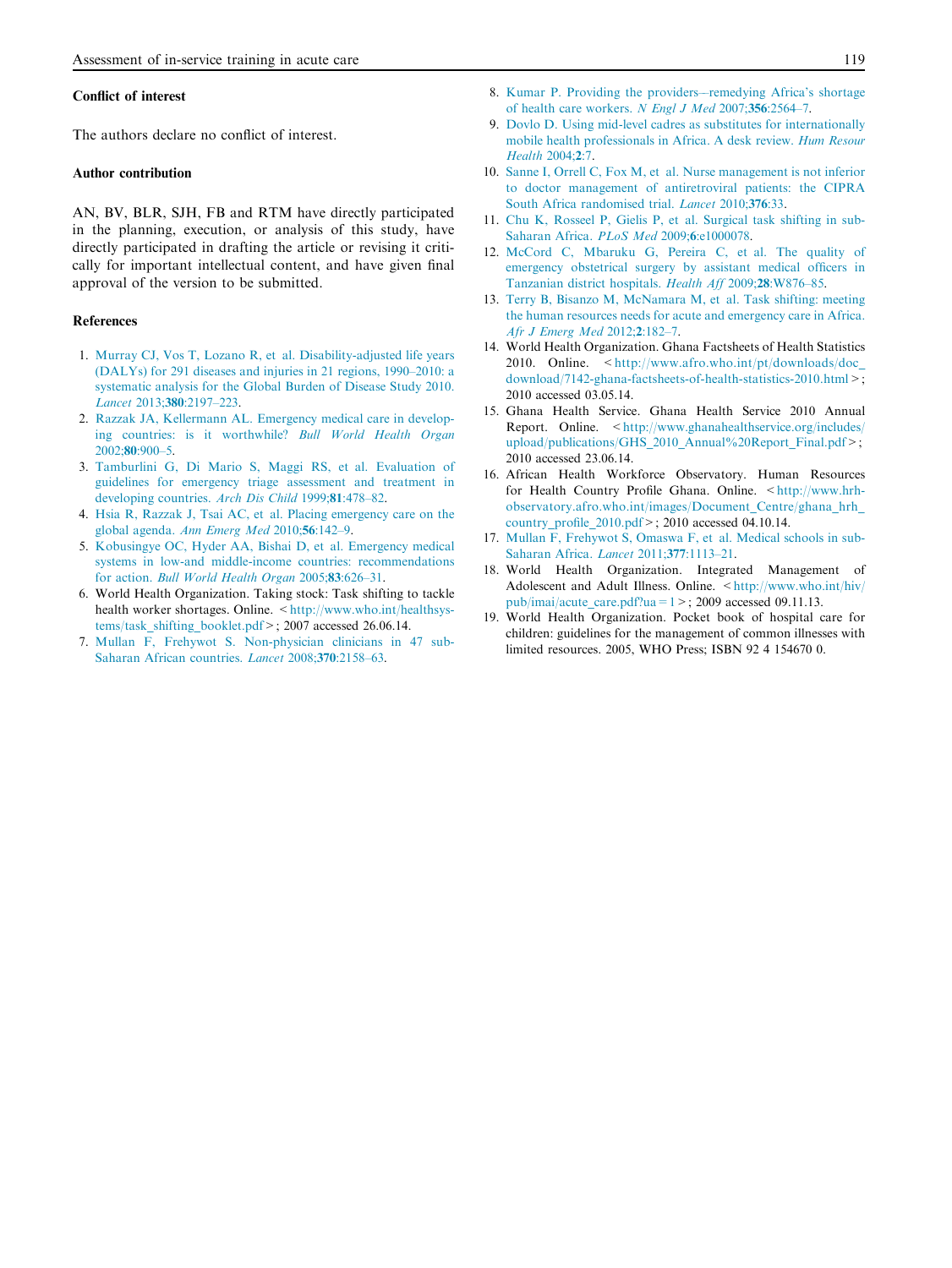## Conflict of interest

The authors declare no conflict of interest.

## Author contribution

AN, BV, BLR, SJH, FB and RTM have directly participated in the planning, execution, or analysis of this study, have directly participated in drafting the article or revising it critically for important intellectual content, and have given final approval of the version to be submitted.

## References

1. Murray CJ, Vos T, Lozano R, et al. Disability-adjusted life years (DALYs) for 291 diseases and injuries in 21 regions, 1990–2010: a systematic analysis for the Global Burden of Disease Study 2010. *Lancet* 2013;**380**:2197–223.
2. Razzak JA, Kellermann AL. Emergency medical care in developing countries: is it worthwhile? *Bull World Health Organ* 2002;**80**:900–5.
3. Tamburlini G, Di Mario S, Maggi RS, et al. Evaluation of guidelines for emergency triage assessment and treatment in developing countries. *Arch Dis Child* 1999;**81**:478–82.
4. Hsia R, Razzak J, Tsai AC, et al. Placing emergency care on the global agenda. *Ann Emerg Med* 2010;**56**:142–9.
5. Kobusingye OC, Hyder AA, Bishai D, et al. Emergency medical systems in low-and middle-income countries: recommendations for action. *Bull World Health Organ* 2005;**83**:626–31.
6. World Health Organization. Taking stock: Task shifting to tackle health worker shortages. Online. <http://www.who.int/healthsystems/task_shifting_booklet.pdf>; 2007 accessed 26.06.14.
7. Mullan F, Frehywot S. Non-physician clinicians in 47 sub-Saharan African countries. *Lancet* 2008;**370**:2158–63.
8. Kumar P. Providing the providers—remedying Africa's shortage of health care workers. *N Engl J Med* 2007;**356**:2564–7.
9. Dovlo D. Using mid-level cadres as substitutes for internationally mobile health professionals in Africa. A desk review. *Hum Resour Health* 2004;**2**:7.
10. Sanne I, Orrell C, Fox M, et al. Nurse management is not inferior to doctor management of antiretroviral patients: the CIPRA South Africa randomised trial. *Lancet* 2010;**376**:33.
11. Chu K, Rosseel P, Gielis P, et al. Surgical task shifting in sub-Saharan Africa. *PLoS Med* 2009;**6**:e1000078.
12. McCord C, Mbaruku G, Pereira C, et al. The quality of emergency obstetrical surgery by assistant medical officers in Tanzanian district hospitals. *Health Aff* 2009;**28**:W876–85.
13. Terry B, Bisanzo M, McNamara M, et al. Task shifting: meeting the human resources needs for acute and emergency care in Africa. *Afr J Emerg Med* 2012;**2**:182–7.
14. World Health Organization. Ghana Factsheets of Health Statistics 2010. Online. <http://www.afro.who.int/pt/downloads/doc_download/7142-ghana-factsheets-of-health-statistics-2010.html>; 2010 accessed 03.05.14.
15. Ghana Health Service. Ghana Health Service 2010 Annual Report. Online. <http://www.ghanahealthservice.org/includes/upload/publications/GHS_2010_Annual%20Report_Final.pdf>; 2010 accessed 23.06.14.
16. African Health Workforce Observatory. Human Resources for Health Country Profile Ghana. Online. <http://www.hrh-observatory.afro.who.int/images/Document_Centre/ghana_hrh_country_profile_2010.pdf>; 2010 accessed 04.10.14.
17. Mullan F, Frehywot S, Omaswa F, et al. Medical schools in sub-Saharan Africa. *Lancet* 2011;**377**:1113–21.
18. World Health Organization. Integrated Management of Adolescent and Adult Illness. Online. <http://www.who.int/hiv/pub/imai/acute_care.pdf?ua=1>; 2009 accessed 09.11.13.
19. World Health Organization. Pocket book of hospital care for children: guidelines for the management of common illnesses with limited resources. 2005, WHO Press; ISBN 92 4 154670 0.